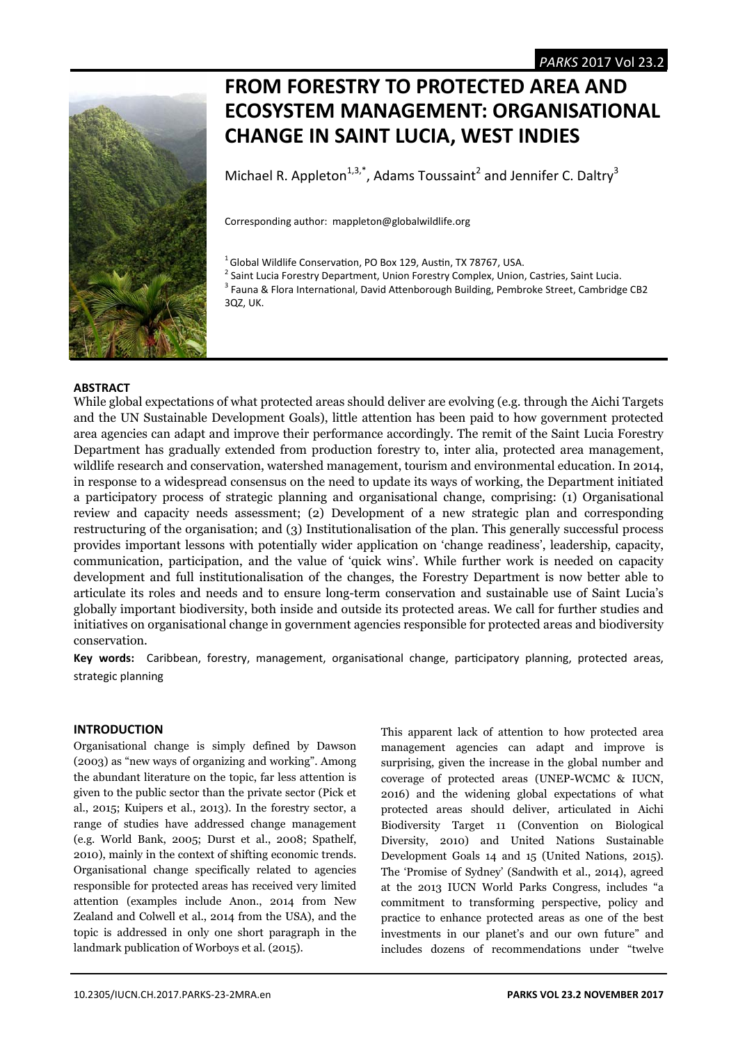# FROM FORESTRY TO PROTECTED AREA AND ECOSYSTEM MANAGEMENT: ORGANISATIONAL CHANGE IN SAINT LUCIA, WEST INDIES

Michael R. Appleton[1,3,*], Adams Toussaint[2] and Jennifer C. Daltry[3]

Corresponding author: mappleton@globalwildlife.org

[1] Global Wildlife Conservation, PO Box 129, Austin, TX 78767, USA.
[2] Saint Lucia Forestry Department, Union Forestry Complex, Union, Castries, Saint Lucia.
[3] Fauna & Flora International, David Attenborough Building, Pembroke Street, Cambridge CB2 3QZ, UK.

## ABSTRACT

While global expectations of what protected areas should deliver are evolving (e.g. through the Aichi Targets and the UN Sustainable Development Goals), little attention has been paid to how government protected area agencies can adapt and improve their performance accordingly. The remit of the Saint Lucia Forestry Department has gradually extended from production forestry to, inter alia, protected area management, wildlife research and conservation, watershed management, tourism and environmental education. In 2014, in response to a widespread consensus on the need to update its ways of working, the Department initiated a participatory process of strategic planning and organisational change, comprising: (1) Organisational review and capacity needs assessment; (2) Development of a new strategic plan and corresponding restructuring of the organisation; and (3) Institutionalisation of the plan. This generally successful process provides important lessons with potentially wider application on 'change readiness', leadership, capacity, communication, participation, and the value of 'quick wins'. While further work is needed on capacity development and full institutionalisation of the changes, the Forestry Department is now better able to articulate its roles and needs and to ensure long-term conservation and sustainable use of Saint Lucia's globally important biodiversity, both inside and outside its protected areas. We call for further studies and initiatives on organisational change in government agencies responsible for protected areas and biodiversity conservation.

**Key words:** Caribbean, forestry, management, organisational change, participatory planning, protected areas, strategic planning

## INTRODUCTION

Organisational change is simply defined by Dawson (2003) as "new ways of organizing and working". Among the abundant literature on the topic, far less attention is given to the public sector than the private sector (Pick et al., 2015; Kuipers et al., 2013). In the forestry sector, a range of studies have addressed change management (e.g. World Bank, 2005; Durst et al., 2008; Spathelf, 2010), mainly in the context of shifting economic trends. Organisational change specifically related to agencies responsible for protected areas has received very limited attention (examples include Anon., 2014 from New Zealand and Colwell et al., 2014 from the USA), and the topic is addressed in only one short paragraph in the landmark publication of Worboys et al. (2015).

This apparent lack of attention to how protected area management agencies can adapt and improve is surprising, given the increase in the global number and coverage of protected areas (UNEP-WCMC & IUCN, 2016) and the widening global expectations of what protected areas should deliver, articulated in Aichi Biodiversity Target 11 (Convention on Biological Diversity, 2010) and United Nations Sustainable Development Goals 14 and 15 (United Nations, 2015). The 'Promise of Sydney' (Sandwith et al., 2014), agreed at the 2013 IUCN World Parks Congress, includes "a commitment to transforming perspective, policy and practice to enhance protected areas as one of the best investments in our planet's and our own future" and includes dozens of recommendations under "twelve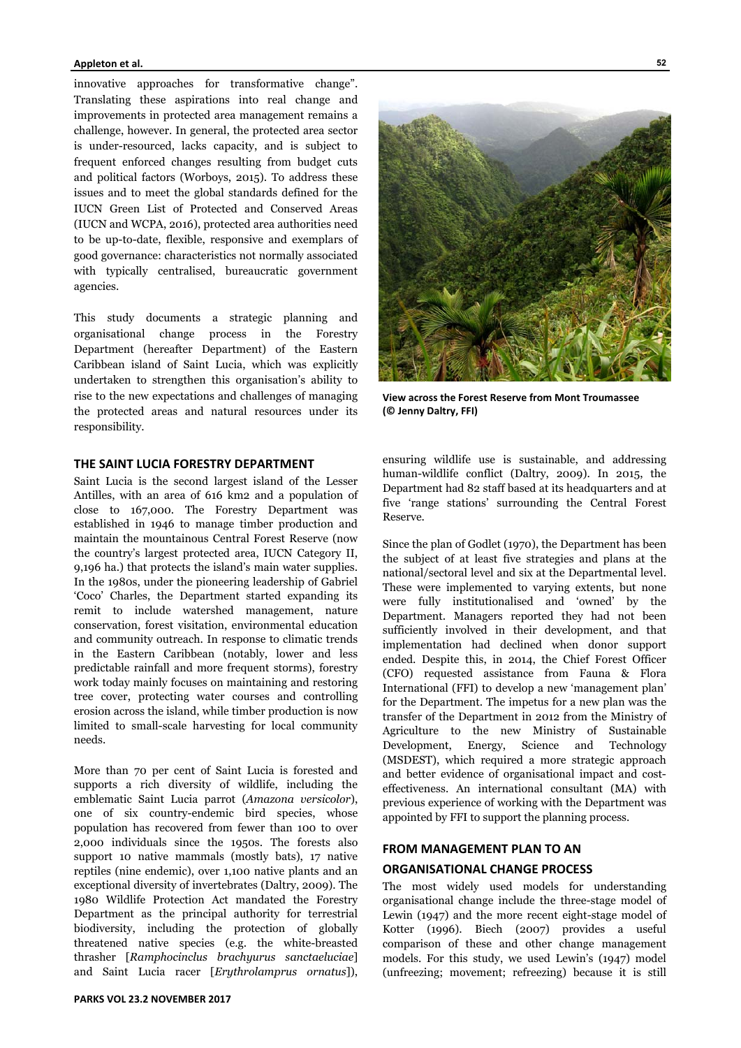innovative approaches for transformative change". Translating these aspirations into real change and improvements in protected area management remains a challenge, however. In general, the protected area sector is under-resourced, lacks capacity, and is subject to frequent enforced changes resulting from budget cuts and political factors (Worboys, 2015). To address these issues and to meet the global standards defined for the IUCN Green List of Protected and Conserved Areas (IUCN and WCPA, 2016), protected area authorities need to be up-to-date, flexible, responsive and exemplars of good governance: characteristics not normally associated with typically centralised, bureaucratic government agencies.

This study documents a strategic planning and organisational change process in the Forestry Department (hereafter Department) of the Eastern Caribbean island of Saint Lucia, which was explicitly undertaken to strengthen this organisation's ability to rise to the new expectations and challenges of managing the protected areas and natural resources under its responsibility.

**View across the Forest Reserve from Mont Troumassee (© Jenny Daltry, FFI)**

## THE SAINT LUCIA FORESTRY DEPARTMENT

Saint Lucia is the second largest island of the Lesser Antilles, with an area of 616 km2 and a population of close to 167,000. The Forestry Department was established in 1946 to manage timber production and maintain the mountainous Central Forest Reserve (now the country's largest protected area, IUCN Category II, 9,196 ha.) that protects the island's main water supplies. In the 1980s, under the pioneering leadership of Gabriel 'Coco' Charles, the Department started expanding its remit to include watershed management, nature conservation, forest visitation, environmental education and community outreach. In response to climatic trends in the Eastern Caribbean (notably, lower and less predictable rainfall and more frequent storms), forestry work today mainly focuses on maintaining and restoring tree cover, protecting water courses and controlling erosion across the island, while timber production is now limited to small-scale harvesting for local community needs.

More than 70 per cent of Saint Lucia is forested and supports a rich diversity of wildlife, including the emblematic Saint Lucia parrot (*Amazona versicolor*), one of six country-endemic bird species, whose population has recovered from fewer than 100 to over 2,000 individuals since the 1950s. The forests also support 10 native mammals (mostly bats), 17 native reptiles (nine endemic), over 1,100 native plants and an exceptional diversity of invertebrates (Daltry, 2009). The 1980 Wildlife Protection Act mandated the Forestry Department as the principal authority for terrestrial biodiversity, including the protection of globally threatened native species (e.g. the white-breasted thrasher [*Ramphocinclus brachyurus sanctaeluciae*] and Saint Lucia racer [*Erythrolamprus ornatus*]), ensuring wildlife use is sustainable, and addressing human-wildlife conflict (Daltry, 2009). In 2015, the Department had 82 staff based at its headquarters and at five 'range stations' surrounding the Central Forest Reserve.

Since the plan of Godlet (1970), the Department has been the subject of at least five strategies and plans at the national/sectoral level and six at the Departmental level. These were implemented to varying extents, but none were fully institutionalised and 'owned' by the Department. Managers reported they had not been sufficiently involved in their development, and that implementation had declined when donor support ended. Despite this, in 2014, the Chief Forest Officer (CFO) requested assistance from Fauna & Flora International (FFI) to develop a new 'management plan' for the Department. The impetus for a new plan was the transfer of the Department in 2012 from the Ministry of Agriculture to the new Ministry of Sustainable Development, Energy, Science and Technology (MSDEST), which required a more strategic approach and better evidence of organisational impact and cost-effectiveness. An international consultant (MA) with previous experience of working with the Department was appointed by FFI to support the planning process.

## FROM MANAGEMENT PLAN TO AN ORGANISATIONAL CHANGE PROCESS

The most widely used models for understanding organisational change include the three-stage model of Lewin (1947) and the more recent eight-stage model of Kotter (1996). Biech (2007) provides a useful comparison of these and other change management models. For this study, we used Lewin's (1947) model (unfreezing; movement; refreezing) because it is still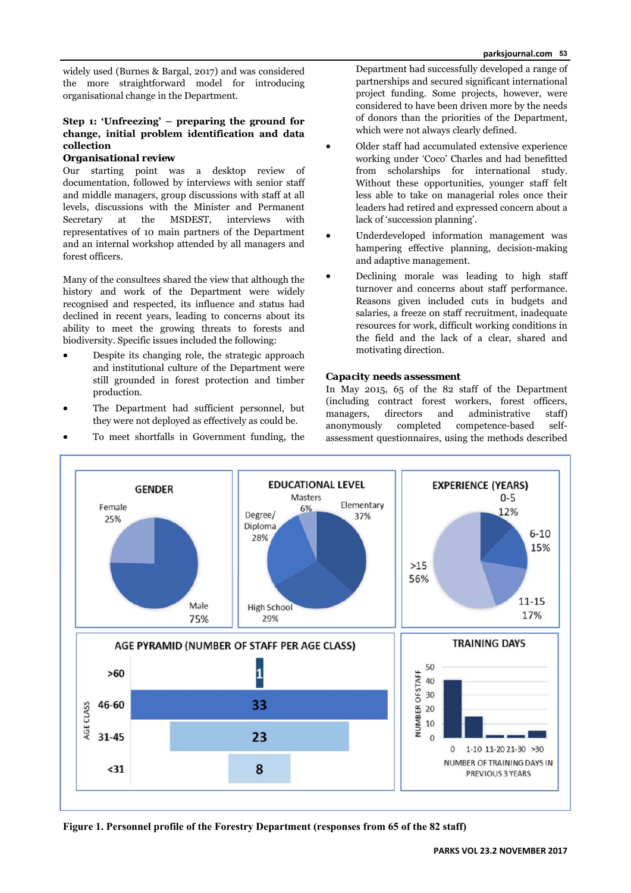widely used (Burnes & Bargal, 2017) and was considered the more straightforward model for introducing organisational change in the Department.

### Step 1: 'Unfreezing' – preparing the ground for change, initial problem identification and data collection

#### Organisational review

Our starting point was a desktop review of documentation, followed by interviews with senior staff and middle managers, group discussions with staff at all levels, discussions with the Minister and Permanent Secretary at the MSDEST, interviews with representatives of 10 main partners of the Department and an internal workshop attended by all managers and forest officers.

Many of the consultees shared the view that although the history and work of the Department were widely recognised and respected, its influence and status had declined in recent years, leading to concerns about its ability to meet the growing threats to forests and biodiversity. Specific issues included the following:

- Despite its changing role, the strategic approach and institutional culture of the Department were still grounded in forest protection and timber production.
- The Department had sufficient personnel, but they were not deployed as effectively as could be.
- To meet shortfalls in Government funding, the Department had successfully developed a range of partnerships and secured significant international project funding. Some projects, however, were considered to have been driven more by the needs of donors than the priorities of the Department, which were not always clearly defined.
- Older staff had accumulated extensive experience working under 'Coco' Charles and had benefitted from scholarships for international study. Without these opportunities, younger staff felt less able to take on managerial roles once their leaders had retired and expressed concern about a lack of 'succession planning'.
- Underdeveloped information management was hampering effective planning, decision-making and adaptive management.
- Declining morale was leading to high staff turnover and concerns about staff performance. Reasons given included cuts in budgets and salaries, a freeze on staff recruitment, inadequate resources for work, difficult working conditions in the field and the lack of a clear, shared and motivating direction.

#### Capacity needs assessment

In May 2015, 65 of the 82 staff of the Department (including contract forest workers, forest officers, managers, directors and administrative staff) anonymously completed competence-based self-assessment questionnaires, using the methods described

**Figure 1. Personnel profile of the Forestry Department (responses from 65 of the 82 staff)**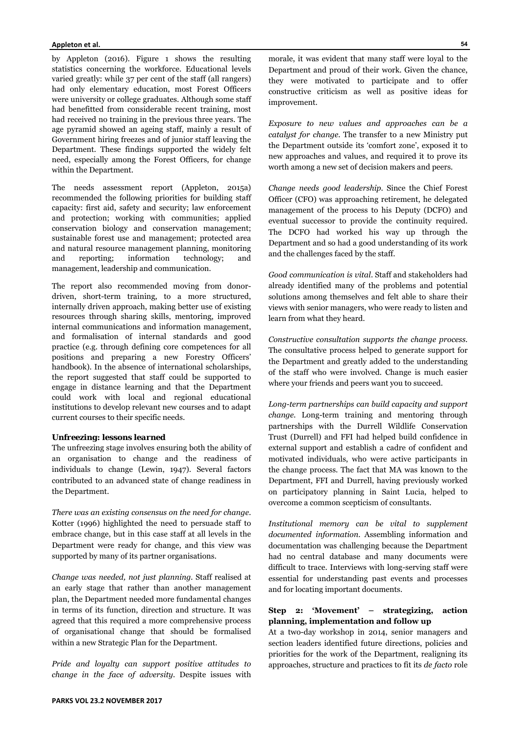by Appleton (2016). Figure 1 shows the resulting statistics concerning the workforce. Educational levels varied greatly: while 37 per cent of the staff (all rangers) had only elementary education, most Forest Officers were university or college graduates. Although some staff had benefitted from considerable recent training, most had received no training in the previous three years. The age pyramid showed an ageing staff, mainly a result of Government hiring freezes and of junior staff leaving the Department. These findings supported the widely felt need, especially among the Forest Officers, for change within the Department.

The needs assessment report (Appleton, 2015a) recommended the following priorities for building staff capacity: first aid, safety and security; law enforcement and protection; working with communities; applied conservation biology and conservation management; sustainable forest use and management; protected area and natural resource management planning, monitoring and reporting; information technology; and management, leadership and communication.

The report also recommended moving from donor-driven, short-term training, to a more structured, internally driven approach, making better use of existing resources through sharing skills, mentoring, improved internal communications and information management, and formalisation of internal standards and good practice (e.g. through defining core competences for all positions and preparing a new Forestry Officers' handbook). In the absence of international scholarships, the report suggested that staff could be supported to engage in distance learning and that the Department could work with local and regional educational institutions to develop relevant new courses and to adapt current courses to their specific needs.

### *Unfreezing: lessons learned*

The unfreezing stage involves ensuring both the ability of an organisation to change and the readiness of individuals to change (Lewin, 1947). Several factors contributed to an advanced state of change readiness in the Department.

*There was an existing consensus on the need for change.* Kotter (1996) highlighted the need to persuade staff to embrace change, but in this case staff at all levels in the Department were ready for change, and this view was supported by many of its partner organisations.

*Change was needed, not just planning.* Staff realised at an early stage that rather than another management plan, the Department needed more fundamental changes in terms of its function, direction and structure. It was agreed that this required a more comprehensive process of organisational change that should be formalised within a new Strategic Plan for the Department.

*Pride and loyalty can support positive attitudes to change in the face of adversity.* Despite issues with morale, it was evident that many staff were loyal to the Department and proud of their work. Given the chance, they were motivated to participate and to offer constructive criticism as well as positive ideas for improvement.

*Exposure to new values and approaches can be a catalyst for change.* The transfer to a new Ministry put the Department outside its 'comfort zone', exposed it to new approaches and values, and required it to prove its worth among a new set of decision makers and peers.

*Change needs good leadership.* Since the Chief Forest Officer (CFO) was approaching retirement, he delegated management of the process to his Deputy (DCFO) and eventual successor to provide the continuity required. The DCFO had worked his way up through the Department and so had a good understanding of its work and the challenges faced by the staff.

*Good communication is vital.* Staff and stakeholders had already identified many of the problems and potential solutions among themselves and felt able to share their views with senior managers, who were ready to listen and learn from what they heard.

*Constructive consultation supports the change process.* The consultative process helped to generate support for the Department and greatly added to the understanding of the staff who were involved. Change is much easier where your friends and peers want you to succeed.

*Long-term partnerships can build capacity and support change.* Long-term training and mentoring through partnerships with the Durrell Wildlife Conservation Trust (Durrell) and FFI had helped build confidence in external support and establish a cadre of confident and motivated individuals, who were active participants in the change process. The fact that MA was known to the Department, FFI and Durrell, having previously worked on participatory planning in Saint Lucia, helped to overcome a common scepticism of consultants.

*Institutional memory can be vital to supplement documented information.* Assembling information and documentation was challenging because the Department had no central database and many documents were difficult to trace. Interviews with long-serving staff were essential for understanding past events and processes and for locating important documents.

### Step 2: 'Movement' – strategizing, action planning, implementation and follow up

At a two-day workshop in 2014, senior managers and section leaders identified future directions, policies and priorities for the work of the Department, realigning its approaches, structure and practices to fit its *de facto* role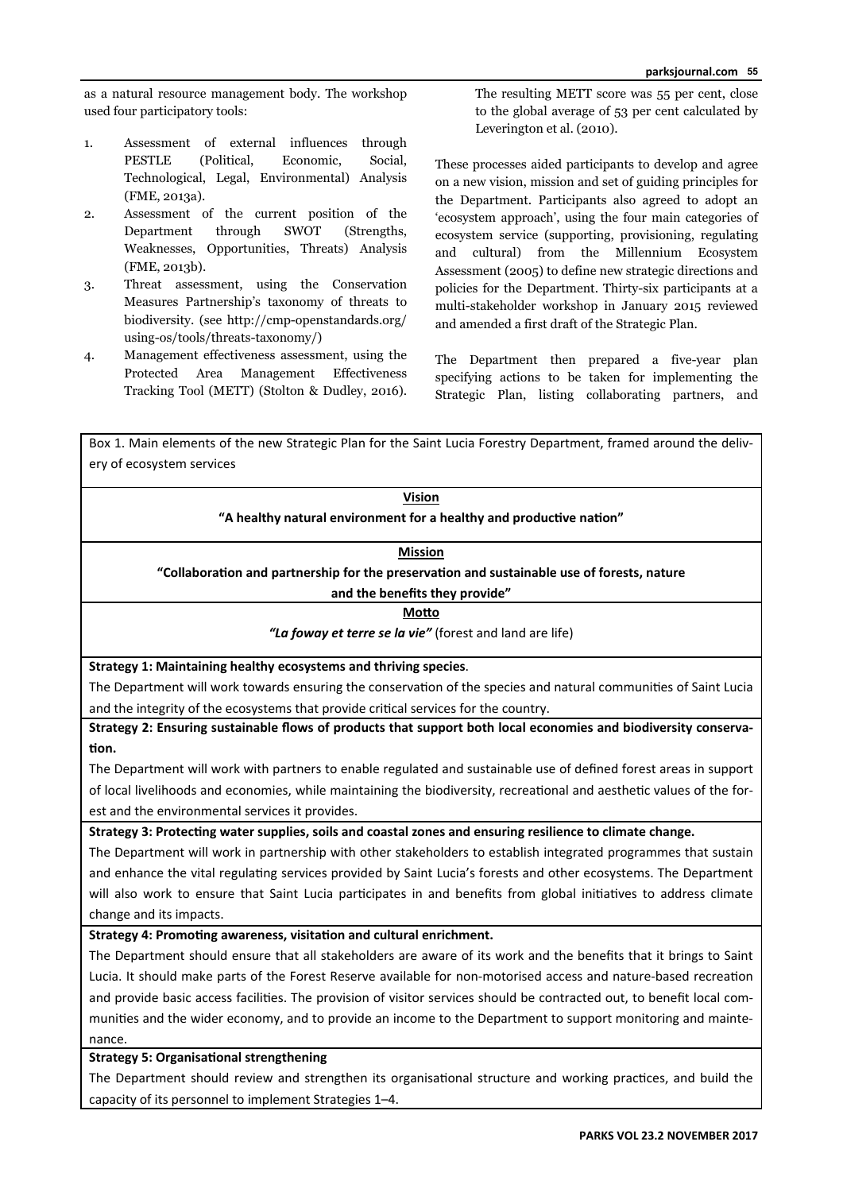as a natural resource management body. The workshop used four participatory tools:

1. Assessment of external influences through PESTLE (Political, Economic, Social, Technological, Legal, Environmental) Analysis (FME, 2013a).
2. Assessment of the current position of the Department through SWOT (Strengths, Weaknesses, Opportunities, Threats) Analysis (FME, 2013b).
3. Threat assessment, using the Conservation Measures Partnership's taxonomy of threats to biodiversity. (see http://cmp-openstandards.org/using-os/tools/threats-taxonomy/)
4. Management effectiveness assessment, using the Protected Area Management Effectiveness Tracking Tool (METT) (Stolton & Dudley, 2016). The resulting METT score was 55 per cent, close to the global average of 53 per cent calculated by Leverington et al. (2010).

These processes aided participants to develop and agree on a new vision, mission and set of guiding principles for the Department. Participants also agreed to adopt an 'ecosystem approach', using the four main categories of ecosystem service (supporting, provisioning, regulating and cultural) from the Millennium Ecosystem Assessment (2005) to define new strategic directions and policies for the Department. Thirty-six participants at a multi-stakeholder workshop in January 2015 reviewed and amended a first draft of the Strategic Plan.

The Department then prepared a five-year plan specifying actions to be taken for implementing the Strategic Plan, listing collaborating partners, and

Box 1. Main elements of the new Strategic Plan for the Saint Lucia Forestry Department, framed around the delivery of ecosystem services

**Vision**

**"A healthy natural environment for a healthy and productive nation"**

**Mission**

**"Collaboration and partnership for the preservation and sustainable use of forests, nature and the benefits they provide"**

**Motto**

***"La foway et terre se la vie"*** (forest and land are life)

**Strategy 1: Maintaining healthy ecosystems and thriving species**.

The Department will work towards ensuring the conservation of the species and natural communities of Saint Lucia and the integrity of the ecosystems that provide critical services for the country.

**Strategy 2: Ensuring sustainable flows of products that support both local economies and biodiversity conservation.**

The Department will work with partners to enable regulated and sustainable use of defined forest areas in support of local livelihoods and economies, while maintaining the biodiversity, recreational and aesthetic values of the forest and the environmental services it provides.

**Strategy 3: Protecting water supplies, soils and coastal zones and ensuring resilience to climate change.**

The Department will work in partnership with other stakeholders to establish integrated programmes that sustain and enhance the vital regulating services provided by Saint Lucia's forests and other ecosystems. The Department will also work to ensure that Saint Lucia participates in and benefits from global initiatives to address climate change and its impacts.

**Strategy 4: Promoting awareness, visitation and cultural enrichment.**

The Department should ensure that all stakeholders are aware of its work and the benefits that it brings to Saint Lucia. It should make parts of the Forest Reserve available for non-motorised access and nature-based recreation and provide basic access facilities. The provision of visitor services should be contracted out, to benefit local communities and the wider economy, and to provide an income to the Department to support monitoring and maintenance.

**Strategy 5: Organisational strengthening**

The Department should review and strengthen its organisational structure and working practices, and build the capacity of its personnel to implement Strategies 1–4.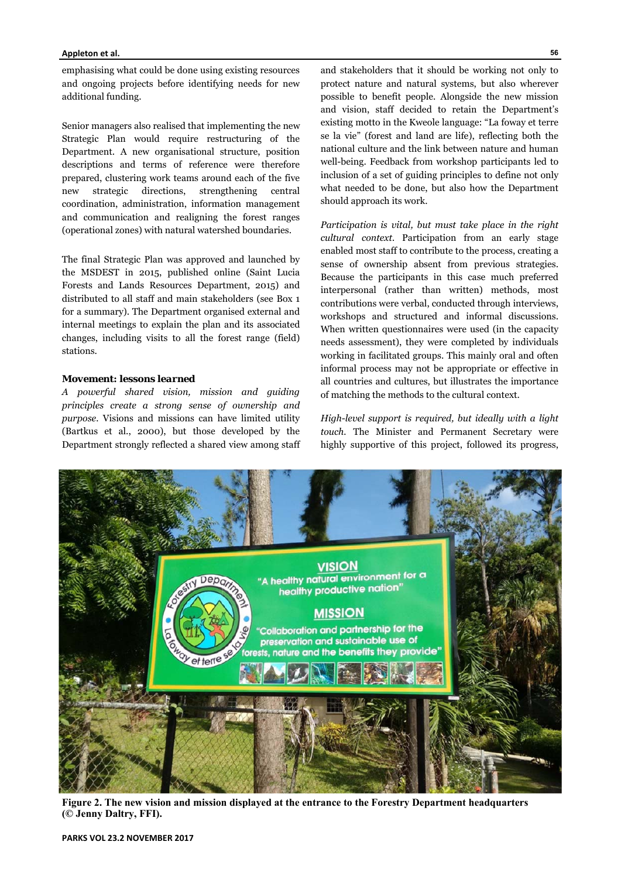emphasising what could be done using existing resources and ongoing projects before identifying needs for new additional funding.

Senior managers also realised that implementing the new Strategic Plan would require restructuring of the Department. A new organisational structure, position descriptions and terms of reference were therefore prepared, clustering work teams around each of the five new strategic directions, strengthening central coordination, administration, information management and communication and realigning the forest ranges (operational zones) with natural watershed boundaries.

The final Strategic Plan was approved and launched by the MSDEST in 2015, published online (Saint Lucia Forests and Lands Resources Department, 2015) and distributed to all staff and main stakeholders (see Box 1 for a summary). The Department organised external and internal meetings to explain the plan and its associated changes, including visits to all the forest range (field) stations.

### Movement: lessons learned

*A powerful shared vision, mission and guiding principles create a strong sense of ownership and purpose.* Visions and missions can have limited utility (Bartkus et al., 2000), but those developed by the Department strongly reflected a shared view among staff and stakeholders that it should be working not only to protect nature and natural systems, but also wherever possible to benefit people. Alongside the new mission and vision, staff decided to retain the Department's existing motto in the Kweole language: "La foway et terre se la vie" (forest and land are life), reflecting both the national culture and the link between nature and human well-being. Feedback from workshop participants led to inclusion of a set of guiding principles to define not only what needed to be done, but also how the Department should approach its work.

*Participation is vital, but must take place in the right cultural context.* Participation from an early stage enabled most staff to contribute to the process, creating a sense of ownership absent from previous strategies. Because the participants in this case much preferred interpersonal (rather than written) methods, most contributions were verbal, conducted through interviews, workshops and structured and informal discussions. When written questionnaires were used (in the capacity needs assessment), they were completed by individuals working in facilitated groups. This mainly oral and often informal process may not be appropriate or effective in all countries and cultures, but illustrates the importance of matching the methods to the cultural context.

*High-level support is required, but ideally with a light touch.* The Minister and Permanent Secretary were highly supportive of this project, followed its progress,

**Figure 2. The new vision and mission displayed at the entrance to the Forestry Department headquarters (© Jenny Daltry, FFI).**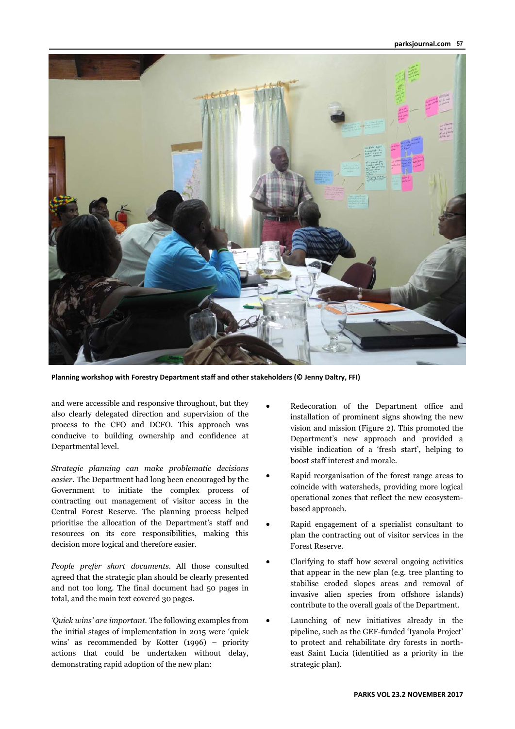**Planning workshop with Forestry Department staff and other stakeholders (© Jenny Daltry, FFI)**

and were accessible and responsive throughout, but they also clearly delegated direction and supervision of the process to the CFO and DCFO. This approach was conducive to building ownership and confidence at Departmental level.

*Strategic planning can make problematic decisions easier*. The Department had long been encouraged by the Government to initiate the complex process of contracting out management of visitor access in the Central Forest Reserve. The planning process helped prioritise the allocation of the Department's staff and resources on its core responsibilities, making this decision more logical and therefore easier.

*People prefer short documents*. All those consulted agreed that the strategic plan should be clearly presented and not too long. The final document had 50 pages in total, and the main text covered 30 pages.

*'Quick wins' are important*. The following examples from the initial stages of implementation in 2015 were 'quick wins' as recommended by Kotter (1996) – priority actions that could be undertaken without delay, demonstrating rapid adoption of the new plan:

- Redecoration of the Department office and installation of prominent signs showing the new vision and mission (Figure 2). This promoted the Department's new approach and provided a visible indication of a 'fresh start', helping to boost staff interest and morale.
- Rapid reorganisation of the forest range areas to coincide with watersheds, providing more logical operational zones that reflect the new ecosystem-based approach.
- Rapid engagement of a specialist consultant to plan the contracting out of visitor services in the Forest Reserve.
- Clarifying to staff how several ongoing activities that appear in the new plan (e.g. tree planting to stabilise eroded slopes areas and removal of invasive alien species from offshore islands) contribute to the overall goals of the Department.
- Launching of new initiatives already in the pipeline, such as the GEF-funded 'Iyanola Project' to protect and rehabilitate dry forests in north-east Saint Lucia (identified as a priority in the strategic plan).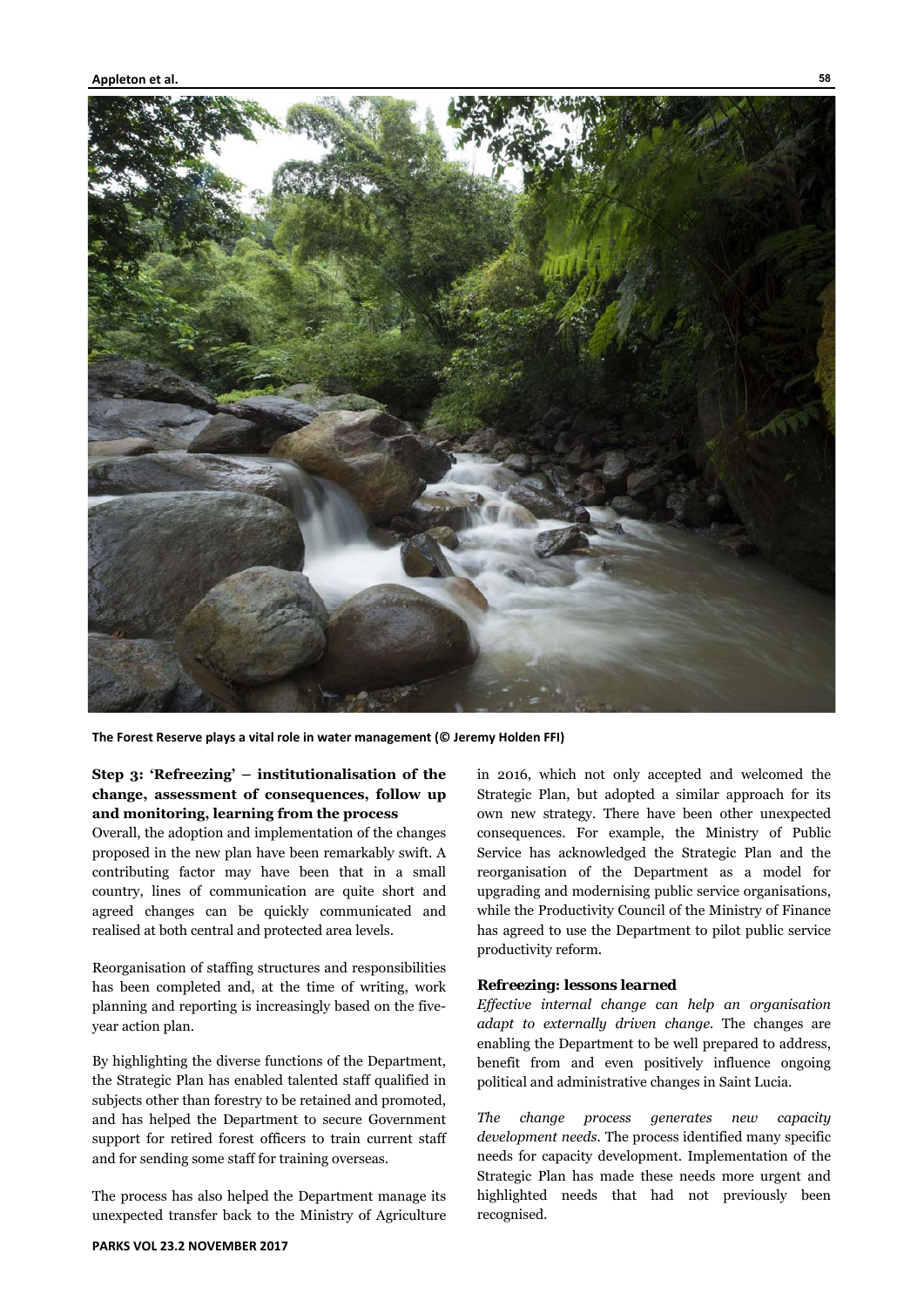The Forest Reserve plays a vital role in water management (© Jeremy Holden FFI)

### Step 3: 'Refreezing' – institutionalisation of the change, assessment of consequences, follow up and monitoring, learning from the process

Overall, the adoption and implementation of the changes proposed in the new plan have been remarkably swift. A contributing factor may have been that in a small country, lines of communication are quite short and agreed changes can be quickly communicated and realised at both central and protected area levels.

Reorganisation of staffing structures and responsibilities has been completed and, at the time of writing, work planning and reporting is increasingly based on the five-year action plan.

By highlighting the diverse functions of the Department, the Strategic Plan has enabled talented staff qualified in subjects other than forestry to be retained and promoted, and has helped the Department to secure Government support for retired forest officers to train current staff and for sending some staff for training overseas.

The process has also helped the Department manage its unexpected transfer back to the Ministry of Agriculture in 2016, which not only accepted and welcomed the Strategic Plan, but adopted a similar approach for its own new strategy. There have been other unexpected consequences. For example, the Ministry of Public Service has acknowledged the Strategic Plan and the reorganisation of the Department as a model for upgrading and modernising public service organisations, while the Productivity Council of the Ministry of Finance has agreed to use the Department to pilot public service productivity reform.

#### Refreezing: lessons learned

*Effective internal change can help an organisation adapt to externally driven change.* The changes are enabling the Department to be well prepared to address, benefit from and even positively influence ongoing political and administrative changes in Saint Lucia.

*The change process generates new capacity development needs.* The process identified many specific needs for capacity development. Implementation of the Strategic Plan has made these needs more urgent and highlighted needs that had not previously been recognised.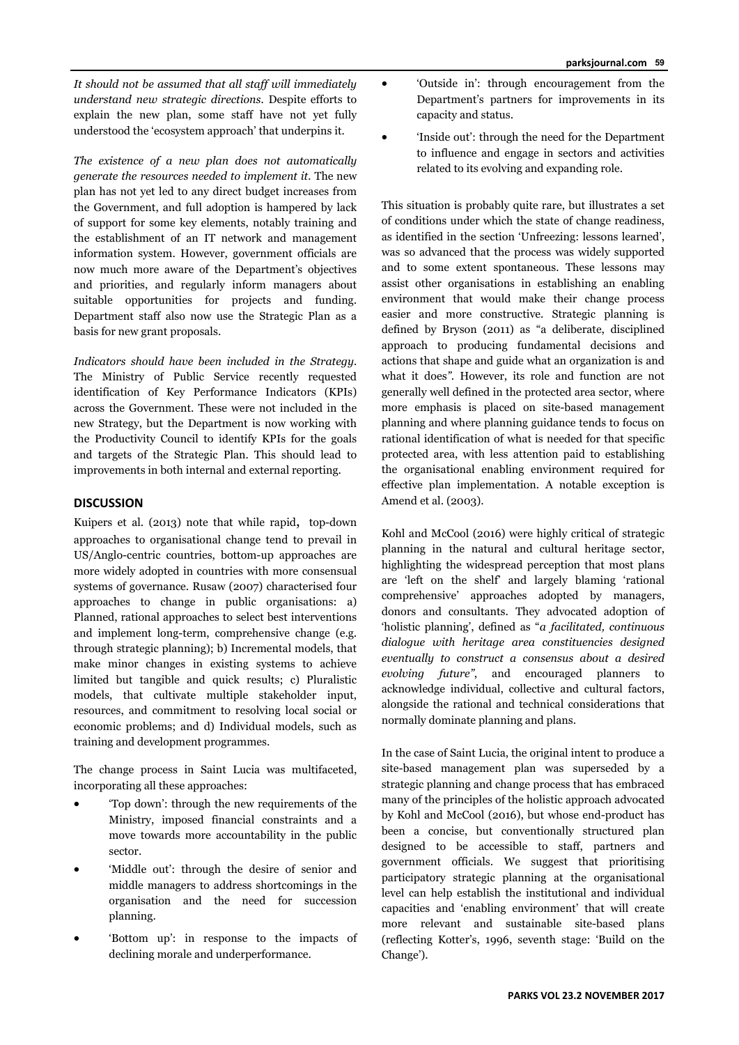*It should not be assumed that all staff will immediately understand new strategic directions.* Despite efforts to explain the new plan, some staff have not yet fully understood the 'ecosystem approach' that underpins it.

*The existence of a new plan does not automatically generate the resources needed to implement it.* The new plan has not yet led to any direct budget increases from the Government, and full adoption is hampered by lack of support for some key elements, notably training and the establishment of an IT network and management information system. However, government officials are now much more aware of the Department's objectives and priorities, and regularly inform managers about suitable opportunities for projects and funding. Department staff also now use the Strategic Plan as a basis for new grant proposals.

*Indicators should have been included in the Strategy.* The Ministry of Public Service recently requested identification of Key Performance Indicators (KPIs) across the Government. These were not included in the new Strategy, but the Department is now working with the Productivity Council to identify KPIs for the goals and targets of the Strategic Plan. This should lead to improvements in both internal and external reporting.

## DISCUSSION

Kuipers et al. (2013) note that while rapid, top-down approaches to organisational change tend to prevail in US/Anglo-centric countries, bottom-up approaches are more widely adopted in countries with more consensual systems of governance. Rusaw (2007) characterised four approaches to change in public organisations: a) Planned, rational approaches to select best interventions and implement long-term, comprehensive change (e.g. through strategic planning); b) Incremental models, that make minor changes in existing systems to achieve limited but tangible and quick results; c) Pluralistic models, that cultivate multiple stakeholder input, resources, and commitment to resolving local social or economic problems; and d) Individual models, such as training and development programmes.

The change process in Saint Lucia was multifaceted, incorporating all these approaches:

- 'Top down': through the new requirements of the Ministry, imposed financial constraints and a move towards more accountability in the public sector.
- 'Middle out': through the desire of senior and middle managers to address shortcomings in the organisation and the need for succession planning.
- 'Bottom up': in response to the impacts of declining morale and underperformance.
- 'Outside in': through encouragement from the Department's partners for improvements in its capacity and status.
- 'Inside out': through the need for the Department to influence and engage in sectors and activities related to its evolving and expanding role.

This situation is probably quite rare, but illustrates a set of conditions under which the state of change readiness, as identified in the section 'Unfreezing: lessons learned', was so advanced that the process was widely supported and to some extent spontaneous. These lessons may assist other organisations in establishing an enabling environment that would make their change process easier and more constructive. Strategic planning is defined by Bryson (2011) as "a deliberate, disciplined approach to producing fundamental decisions and actions that shape and guide what an organization is and what it does". However, its role and function are not generally well defined in the protected area sector, where more emphasis is placed on site-based management planning and where planning guidance tends to focus on rational identification of what is needed for that specific protected area, with less attention paid to establishing the organisational enabling environment required for effective plan implementation. A notable exception is Amend et al. (2003).

Kohl and McCool (2016) were highly critical of strategic planning in the natural and cultural heritage sector, highlighting the widespread perception that most plans are 'left on the shelf' and largely blaming 'rational comprehensive' approaches adopted by managers, donors and consultants. They advocated adoption of 'holistic planning', defined as "*a facilitated, continuous dialogue with heritage area constituencies designed eventually to construct a consensus about a desired evolving future*", and encouraged planners to acknowledge individual, collective and cultural factors, alongside the rational and technical considerations that normally dominate planning and plans.

In the case of Saint Lucia, the original intent to produce a site-based management plan was superseded by a strategic planning and change process that has embraced many of the principles of the holistic approach advocated by Kohl and McCool (2016), but whose end-product has been a concise, but conventionally structured plan designed to be accessible to staff, partners and government officials. We suggest that prioritising participatory strategic planning at the organisational level can help establish the institutional and individual capacities and 'enabling environment' that will create more relevant and sustainable site-based plans (reflecting Kotter's, 1996, seventh stage: 'Build on the Change').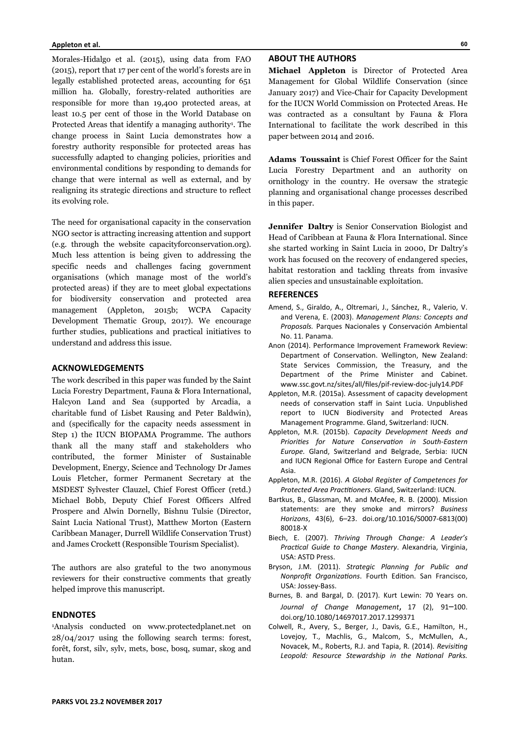Morales-Hidalgo et al. (2015), using data from FAO (2015), report that 17 per cent of the world's forests are in legally established protected areas, accounting for 651 million ha. Globally, forestry-related authorities are responsible for more than 19,400 protected areas, at least 10.5 per cent of those in the World Database on Protected Areas that identify a managing authority[1]. The change process in Saint Lucia demonstrates how a forestry authority responsible for protected areas has successfully adapted to changing policies, priorities and environmental conditions by responding to demands for change that were internal as well as external, and by realigning its strategic directions and structure to reflect its evolving role.

The need for organisational capacity in the conservation NGO sector is attracting increasing attention and support (e.g. through the website capacityforconservation.org). Much less attention is being given to addressing the specific needs and challenges facing government organisations (which manage most of the world's protected areas) if they are to meet global expectations for biodiversity conservation and protected area management (Appleton, 2015b; WCPA Capacity Development Thematic Group, 2017). We encourage further studies, publications and practical initiatives to understand and address this issue.

## ACKNOWLEDGEMENTS

The work described in this paper was funded by the Saint Lucia Forestry Department, Fauna & Flora International, Halcyon Land and Sea (supported by Arcadia, a charitable fund of Lisbet Rausing and Peter Baldwin), and (specifically for the capacity needs assessment in Step 1) the IUCN BIOPAMA Programme. The authors thank all the many staff and stakeholders who contributed, the former Minister of Sustainable Development, Energy, Science and Technology Dr James Louis Fletcher, former Permanent Secretary at the MSDEST Sylvester Clauzel, Chief Forest Officer (retd.) Michael Bobb, Deputy Chief Forest Officers Alfred Prospere and Alwin Dornelly, Bishnu Tulsie (Director, Saint Lucia National Trust), Matthew Morton (Eastern Caribbean Manager, Durrell Wildlife Conservation Trust) and James Crockett (Responsible Tourism Specialist).

The authors are also grateful to the two anonymous reviewers for their constructive comments that greatly helped improve this manuscript.

## ENDNOTES

[1]Analysis conducted on www.protectedplanet.net on 28/04/2017 using the following search terms: forest, forêt, forst, silv, sylv, mets, bosc, bosq, sumar, skog and hutan.

## ABOUT THE AUTHORS

**Michael Appleton** is Director of Protected Area Management for Global Wildlife Conservation (since January 2017) and Vice-Chair for Capacity Development for the IUCN World Commission on Protected Areas. He was contracted as a consultant by Fauna & Flora International to facilitate the work described in this paper between 2014 and 2016.

**Adams Toussaint** is Chief Forest Officer for the Saint Lucia Forestry Department and an authority on ornithology in the country. He oversaw the strategic planning and organisational change processes described in this paper.

**Jennifer Daltry** is Senior Conservation Biologist and Head of Caribbean at Fauna & Flora International. Since she started working in Saint Lucia in 2000, Dr Daltry's work has focused on the recovery of endangered species, habitat restoration and tackling threats from invasive alien species and unsustainable exploitation.

## REFERENCES

Amend, S., Giraldo, A., Oltremari, J., Sánchez, R., Valerio, V. and Verena, E. (2003). *Management Plans: Concepts and Proposals.* Parques Nacionales y Conservación Ambiental No. 11. Panama.

Anon (2014). Performance Improvement Framework Review: Department of Conservation. Wellington, New Zealand: State Services Commission, the Treasury, and the Department of the Prime Minister and Cabinet. www.ssc.govt.nz/sites/all/files/pif-review-doc-july14.PDF

Appleton, M.R. (2015a). Assessment of capacity development needs of conservation staff in Saint Lucia. Unpublished report to IUCN Biodiversity and Protected Areas Management Programme. Gland, Switzerland: IUCN.

Appleton, M.R. (2015b). *Capacity Development Needs and Priorities for Nature Conservation in South-Eastern Europe.* Gland, Switzerland and Belgrade, Serbia: IUCN and IUCN Regional Office for Eastern Europe and Central Asia.

Appleton, M.R. (2016). *A Global Register of Competences for Protected Area Practitioners.* Gland, Switzerland: IUCN.

Bartkus, B., Glassman, M. and McAfee, R. B. (2000). Mission statements: are they smoke and mirrors? *Business Horizons*, 43(6), 6–23. doi.org/10.1016/S0007-6813(00)80018-X

Biech, E. (2007). *Thriving Through Change: A Leader's Practical Guide to Change Mastery*. Alexandria, Virginia, USA: ASTD Press.

Bryson, J.M. (2011). *Strategic Planning for Public and Nonprofit Organizations*. Fourth Edition. San Francisco, USA: Jossey-Bass.

Burnes, B. and Bargal, D. (2017). Kurt Lewin: 70 Years on. *Journal of Change Management*, 17 (2), 91–100. doi.org/10.1080/14697017.2017.1299371

Colwell, R., Avery, S., Berger, J., Davis, G.E., Hamilton, H., Lovejoy, T., Machlis, G., Malcom, S., McMullen, A., Novacek, M., Roberts, R.J. and Tapia, R. (2014). *Revisiting Leopold: Resource Stewardship in the National Parks.*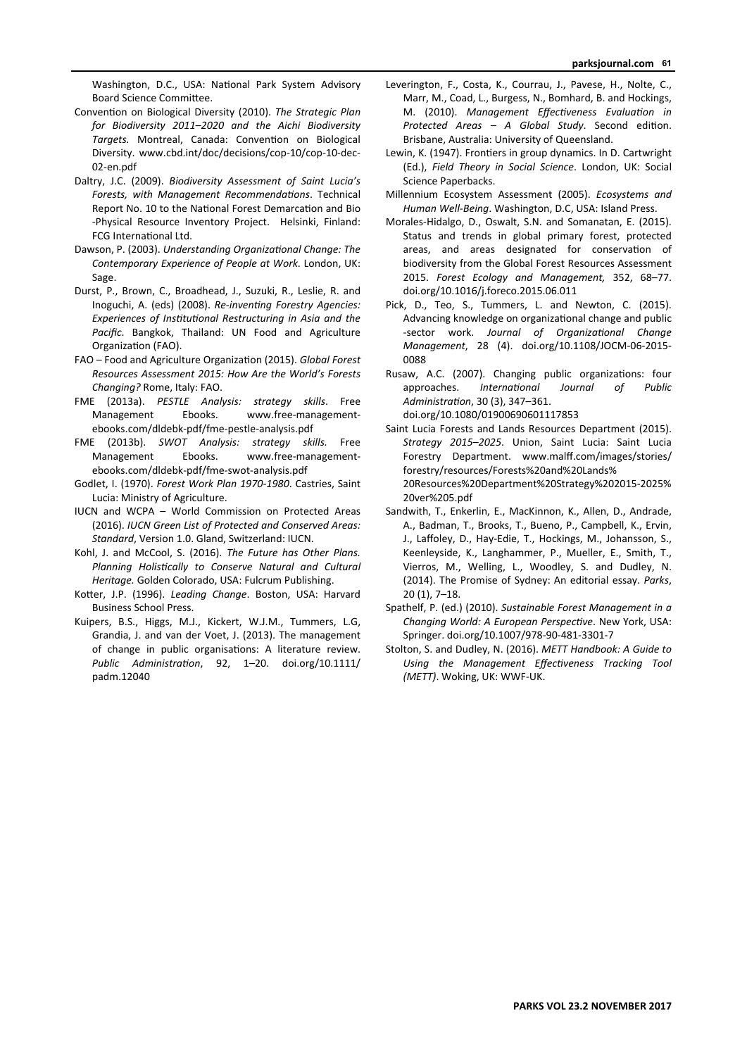Washington, D.C., USA: National Park System Advisory Board Science Committee.

Convention on Biological Diversity (2010). *The Strategic Plan for Biodiversity 2011–2020 and the Aichi Biodiversity Targets.* Montreal, Canada: Convention on Biological Diversity. www.cbd.int/doc/decisions/cop-10/cop-10-dec-02-en.pdf

Daltry, J.C. (2009). *Biodiversity Assessment of Saint Lucia's Forests, with Management Recommendations*. Technical Report No. 10 to the National Forest Demarcation and Bio-Physical Resource Inventory Project. Helsinki, Finland: FCG International Ltd.

Dawson, P. (2003). *Understanding Organizational Change: The Contemporary Experience of People at Work.* London, UK: Sage.

Durst, P., Brown, C., Broadhead, J., Suzuki, R., Leslie, R. and Inoguchi, A. (eds) (2008). *Re-inventing Forestry Agencies: Experiences of Institutional Restructuring in Asia and the Pacific*. Bangkok, Thailand: UN Food and Agriculture Organization (FAO).

FAO – Food and Agriculture Organization (2015). *Global Forest Resources Assessment 2015: How Are the World's Forests Changing?* Rome, Italy: FAO.

FME (2013a). *PESTLE Analysis: strategy skills*. Free Management Ebooks. www.free-management-ebooks.com/dldebk-pdf/fme-pestle-analysis.pdf

FME (2013b). *SWOT Analysis: strategy skills.* Free Management Ebooks. www.free-management-ebooks.com/dldebk-pdf/fme-swot-analysis.pdf

Godlet, I. (1970). *Forest Work Plan 1970-1980*. Castries, Saint Lucia: Ministry of Agriculture.

IUCN and WCPA – World Commission on Protected Areas (2016). *IUCN Green List of Protected and Conserved Areas: Standard*, Version 1.0. Gland, Switzerland: IUCN.

Kohl, J. and McCool, S. (2016). *The Future has Other Plans. Planning Holistically to Conserve Natural and Cultural Heritage.* Golden Colorado, USA: Fulcrum Publishing.

Kotter, J.P. (1996). *Leading Change*. Boston, USA: Harvard Business School Press.

Kuipers, B.S., Higgs, M.J., Kickert, W.J.M., Tummers, L.G, Grandia, J. and van der Voet, J. (2013). The management of change in public organisations: A literature review. *Public Administration*, 92, 1–20. doi.org/10.1111/padm.12040

Leverington, F., Costa, K., Courrau, J., Pavese, H., Nolte, C., Marr, M., Coad, L., Burgess, N., Bomhard, B. and Hockings, M. (2010). *Management Effectiveness Evaluation in Protected Areas – A Global Study*. Second edition. Brisbane, Australia: University of Queensland.

Lewin, K. (1947). Frontiers in group dynamics. In D. Cartwright (Ed.), *Field Theory in Social Science*. London, UK: Social Science Paperbacks.

Millennium Ecosystem Assessment (2005). *Ecosystems and Human Well-Being*. Washington, D.C, USA: Island Press.

Morales-Hidalgo, D., Oswalt, S.N. and Somanatan, E. (2015). Status and trends in global primary forest, protected areas, and areas designated for conservation of biodiversity from the Global Forest Resources Assessment 2015. *Forest Ecology and Management,* 352, 68–77. doi.org/10.1016/j.foreco.2015.06.011

Pick, D., Teo, S., Tummers, L. and Newton, C. (2015). Advancing knowledge on organizational change and public-sector work. *Journal of Organizational Change Management*, 28 (4). doi.org/10.1108/JOCM-06-2015-0088

Rusaw, A.C. (2007). Changing public organizations: four approaches. *International Journal of Public Administration*, 30 (3), 347–361. doi.org/10.1080/01900690601117853

Saint Lucia Forests and Lands Resources Department (2015). *Strategy 2015–2025*. Union, Saint Lucia: Saint Lucia Forestry Department. www.malff.com/images/stories/forestry/resources/Forests%20and%20Lands%20Resources%20Department%20Strategy%202015-2025%20ver%205.pdf

Sandwith, T., Enkerlin, E., MacKinnon, K., Allen, D., Andrade, A., Badman, T., Brooks, T., Bueno, P., Campbell, K., Ervin, J., Laffoley, D., Hay-Edie, T., Hockings, M., Johansson, S., Keenleyside, K., Langhammer, P., Mueller, E., Smith, T., Vierros, M., Welling, L., Woodley, S. and Dudley, N. (2014). The Promise of Sydney: An editorial essay. *Parks*, 20 (1), 7–18.

Spathelf, P. (ed.) (2010). *Sustainable Forest Management in a Changing World: A European Perspective*. New York, USA: Springer. doi.org/10.1007/978-90-481-3301-7

Stolton, S. and Dudley, N. (2016). *METT Handbook: A Guide to Using the Management Effectiveness Tracking Tool (METT)*. Woking, UK: WWF-UK.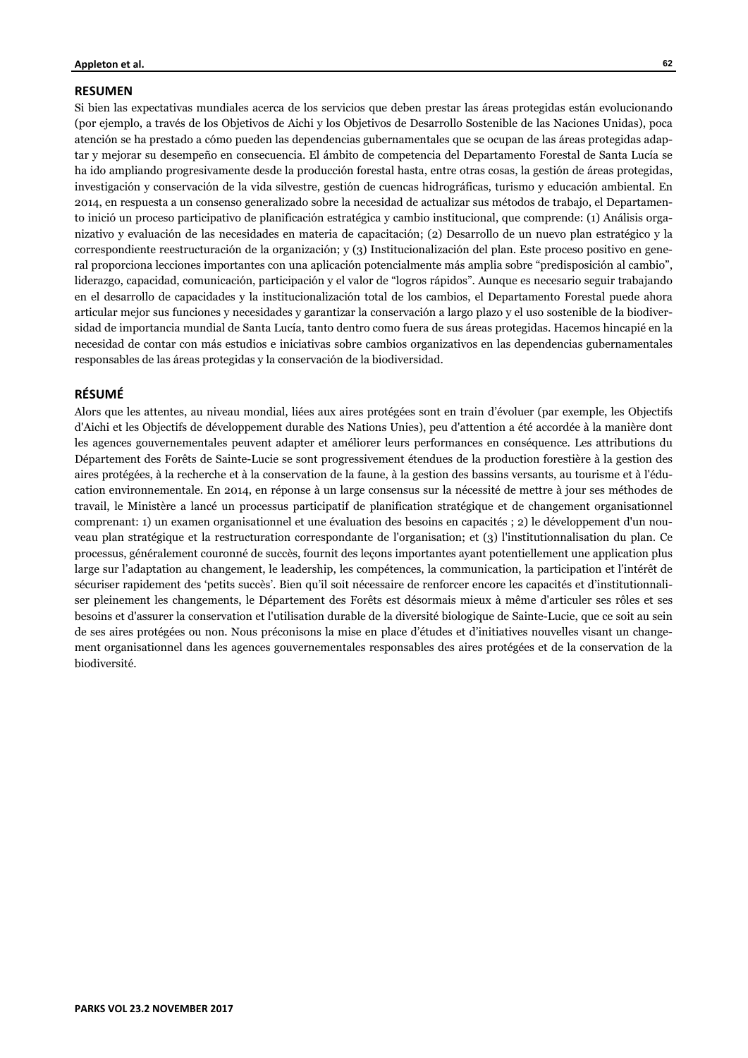## RESUMEN

Si bien las expectativas mundiales acerca de los servicios que deben prestar las áreas protegidas están evolucionando (por ejemplo, a través de los Objetivos de Aichi y los Objetivos de Desarrollo Sostenible de las Naciones Unidas), poca atención se ha prestado a cómo pueden las dependencias gubernamentales que se ocupan de las áreas protegidas adaptar y mejorar su desempeño en consecuencia. El ámbito de competencia del Departamento Forestal de Santa Lucía se ha ido ampliando progresivamente desde la producción forestal hasta, entre otras cosas, la gestión de áreas protegidas, investigación y conservación de la vida silvestre, gestión de cuencas hidrográficas, turismo y educación ambiental. En 2014, en respuesta a un consenso generalizado sobre la necesidad de actualizar sus métodos de trabajo, el Departamento inició un proceso participativo de planificación estratégica y cambio institucional, que comprende: (1) Análisis organizativo y evaluación de las necesidades en materia de capacitación; (2) Desarrollo de un nuevo plan estratégico y la correspondiente reestructuración de la organización; y (3) Institucionalización del plan. Este proceso positivo en general proporciona lecciones importantes con una aplicación potencialmente más amplia sobre "predisposición al cambio", liderazgo, capacidad, comunicación, participación y el valor de "logros rápidos". Aunque es necesario seguir trabajando en el desarrollo de capacidades y la institucionalización total de los cambios, el Departamento Forestal puede ahora articular mejor sus funciones y necesidades y garantizar la conservación a largo plazo y el uso sostenible de la biodiversidad de importancia mundial de Santa Lucía, tanto dentro como fuera de sus áreas protegidas. Hacemos hincapié en la necesidad de contar con más estudios e iniciativas sobre cambios organizativos en las dependencias gubernamentales responsables de las áreas protegidas y la conservación de la biodiversidad.

## RÉSUMÉ

Alors que les attentes, au niveau mondial, liées aux aires protégées sont en train d'évoluer (par exemple, les Objectifs d'Aichi et les Objectifs de développement durable des Nations Unies), peu d'attention a été accordée à la manière dont les agences gouvernementales peuvent adapter et améliorer leurs performances en conséquence. Les attributions du Département des Forêts de Sainte-Lucie se sont progressivement étendues de la production forestière à la gestion des aires protégées, à la recherche et à la conservation de la faune, à la gestion des bassins versants, au tourisme et à l'éducation environnementale. En 2014, en réponse à un large consensus sur la nécessité de mettre à jour ses méthodes de travail, le Ministère a lancé un processus participatif de planification stratégique et de changement organisationnel comprenant: 1) un examen organisationnel et une évaluation des besoins en capacités ; 2) le développement d'un nouveau plan stratégique et la restructuration correspondante de l'organisation; et (3) l'institutionnalisation du plan. Ce processus, généralement couronné de succès, fournit des leçons importantes ayant potentiellement une application plus large sur l'adaptation au changement, le leadership, les compétences, la communication, la participation et l'intérêt de sécuriser rapidement des 'petits succès'. Bien qu'il soit nécessaire de renforcer encore les capacités et d'institutionnaliser pleinement les changements, le Département des Forêts est désormais mieux à même d'articuler ses rôles et ses besoins et d'assurer la conservation et l'utilisation durable de la diversité biologique de Sainte-Lucie, que ce soit au sein de ses aires protégées ou non. Nous préconisons la mise en place d'études et d'initiatives nouvelles visant un changement organisationnel dans les agences gouvernementales responsables des aires protégées et de la conservation de la biodiversité.